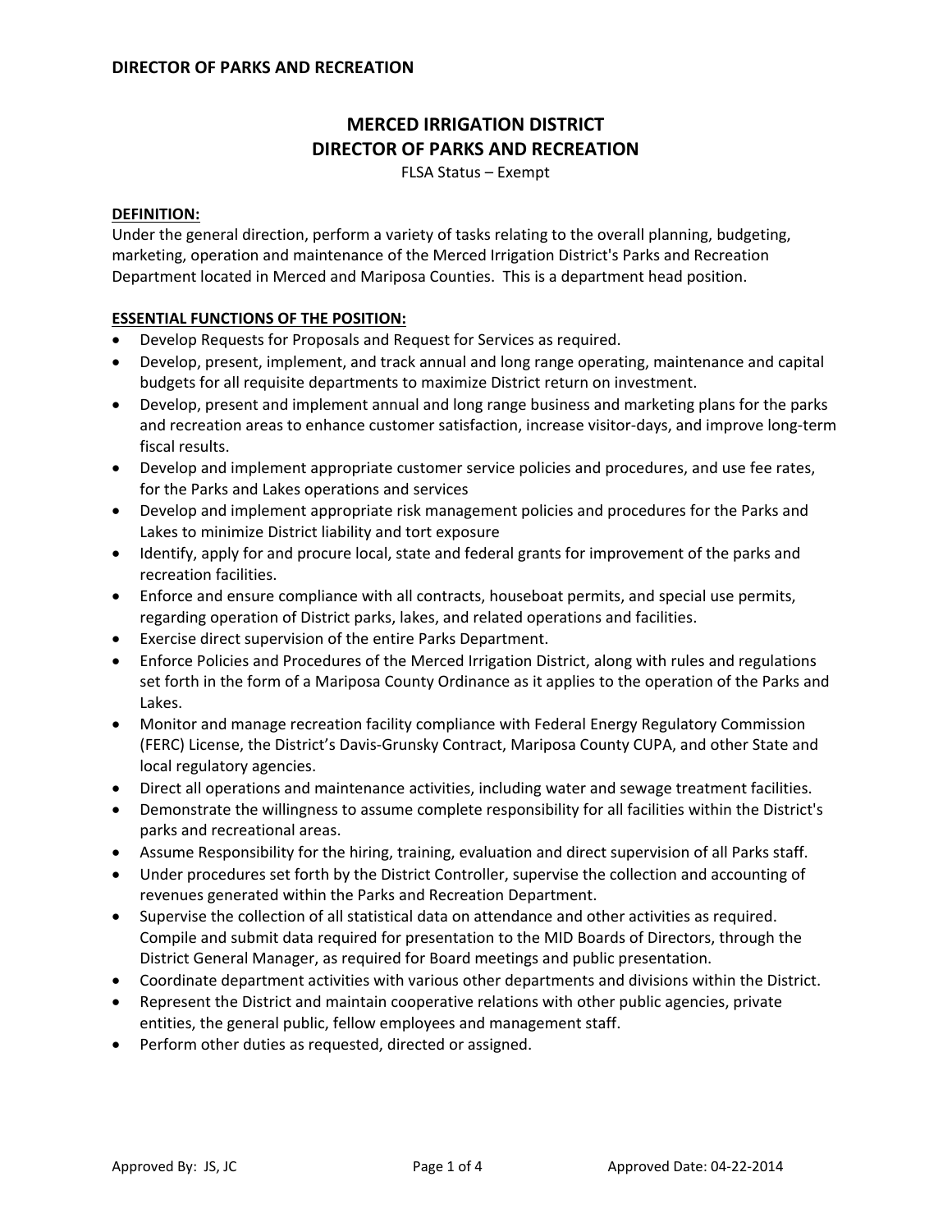# MERCED IRRIGATION DISTRICT
# DIRECTOR OF PARKS AND RECREATION

FLSA Status – Exempt

## DEFINITION:

Under the general direction, perform a variety of tasks relating to the overall planning, budgeting, marketing, operation and maintenance of the Merced Irrigation District's Parks and Recreation Department located in Merced and Mariposa Counties. This is a department head position.

## ESSENTIAL FUNCTIONS OF THE POSITION:

- Develop Requests for Proposals and Request for Services as required.
- Develop, present, implement, and track annual and long range operating, maintenance and capital budgets for all requisite departments to maximize District return on investment.
- Develop, present and implement annual and long range business and marketing plans for the parks and recreation areas to enhance customer satisfaction, increase visitor-days, and improve long-term fiscal results.
- Develop and implement appropriate customer service policies and procedures, and use fee rates, for the Parks and Lakes operations and services
- Develop and implement appropriate risk management policies and procedures for the Parks and Lakes to minimize District liability and tort exposure
- Identify, apply for and procure local, state and federal grants for improvement of the parks and recreation facilities.
- Enforce and ensure compliance with all contracts, houseboat permits, and special use permits, regarding operation of District parks, lakes, and related operations and facilities.
- Exercise direct supervision of the entire Parks Department.
- Enforce Policies and Procedures of the Merced Irrigation District, along with rules and regulations set forth in the form of a Mariposa County Ordinance as it applies to the operation of the Parks and Lakes.
- Monitor and manage recreation facility compliance with Federal Energy Regulatory Commission (FERC) License, the District's Davis-Grunsky Contract, Mariposa County CUPA, and other State and local regulatory agencies.
- Direct all operations and maintenance activities, including water and sewage treatment facilities.
- Demonstrate the willingness to assume complete responsibility for all facilities within the District's parks and recreational areas.
- Assume Responsibility for the hiring, training, evaluation and direct supervision of all Parks staff.
- Under procedures set forth by the District Controller, supervise the collection and accounting of revenues generated within the Parks and Recreation Department.
- Supervise the collection of all statistical data on attendance and other activities as required. Compile and submit data required for presentation to the MID Boards of Directors, through the District General Manager, as required for Board meetings and public presentation.
- Coordinate department activities with various other departments and divisions within the District.
- Represent the District and maintain cooperative relations with other public agencies, private entities, the general public, fellow employees and management staff.
- Perform other duties as requested, directed or assigned.

Approved By: JS, JC — Approved Date: 04-22-2014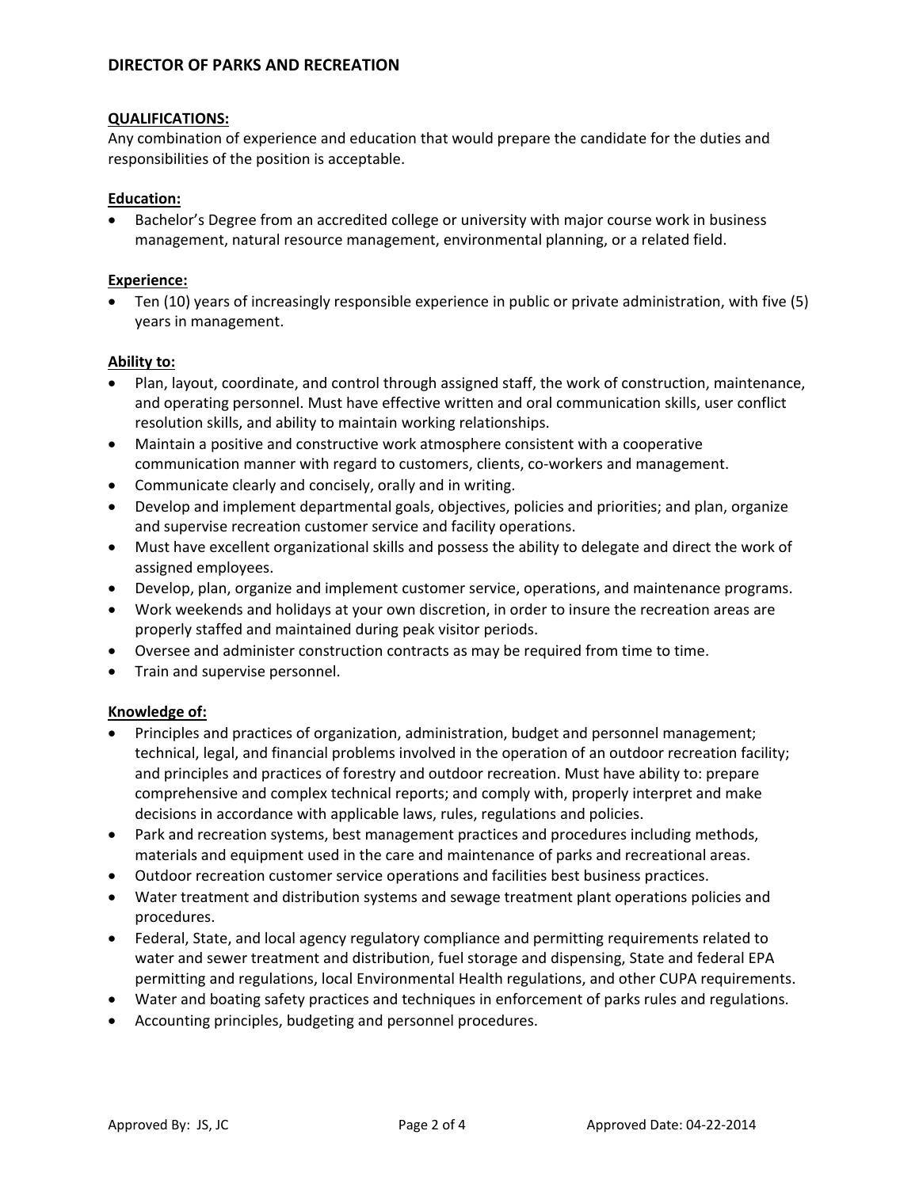## DIRECTOR OF PARKS AND RECREATION

**QUALIFICATIONS:**

Any combination of experience and education that would prepare the candidate for the duties and responsibilities of the position is acceptable.

**Education:**

- Bachelor's Degree from an accredited college or university with major course work in business management, natural resource management, environmental planning, or a related field.

**Experience:**

- Ten (10) years of increasingly responsible experience in public or private administration, with five (5) years in management.

**Ability to:**

- Plan, layout, coordinate, and control through assigned staff, the work of construction, maintenance, and operating personnel. Must have effective written and oral communication skills, user conflict resolution skills, and ability to maintain working relationships.
- Maintain a positive and constructive work atmosphere consistent with a cooperative communication manner with regard to customers, clients, co-workers and management.
- Communicate clearly and concisely, orally and in writing.
- Develop and implement departmental goals, objectives, policies and priorities; and plan, organize and supervise recreation customer service and facility operations.
- Must have excellent organizational skills and possess the ability to delegate and direct the work of assigned employees.
- Develop, plan, organize and implement customer service, operations, and maintenance programs.
- Work weekends and holidays at your own discretion, in order to insure the recreation areas are properly staffed and maintained during peak visitor periods.
- Oversee and administer construction contracts as may be required from time to time.
- Train and supervise personnel.

**Knowledge of:**

- Principles and practices of organization, administration, budget and personnel management; technical, legal, and financial problems involved in the operation of an outdoor recreation facility; and principles and practices of forestry and outdoor recreation. Must have ability to: prepare comprehensive and complex technical reports; and comply with, properly interpret and make decisions in accordance with applicable laws, rules, regulations and policies.
- Park and recreation systems, best management practices and procedures including methods, materials and equipment used in the care and maintenance of parks and recreational areas.
- Outdoor recreation customer service operations and facilities best business practices.
- Water treatment and distribution systems and sewage treatment plant operations policies and procedures.
- Federal, State, and local agency regulatory compliance and permitting requirements related to water and sewer treatment and distribution, fuel storage and dispensing, State and federal EPA permitting and regulations, local Environmental Health regulations, and other CUPA requirements.
- Water and boating safety practices and techniques in enforcement of parks rules and regulations.
- Accounting principles, budgeting and personnel procedures.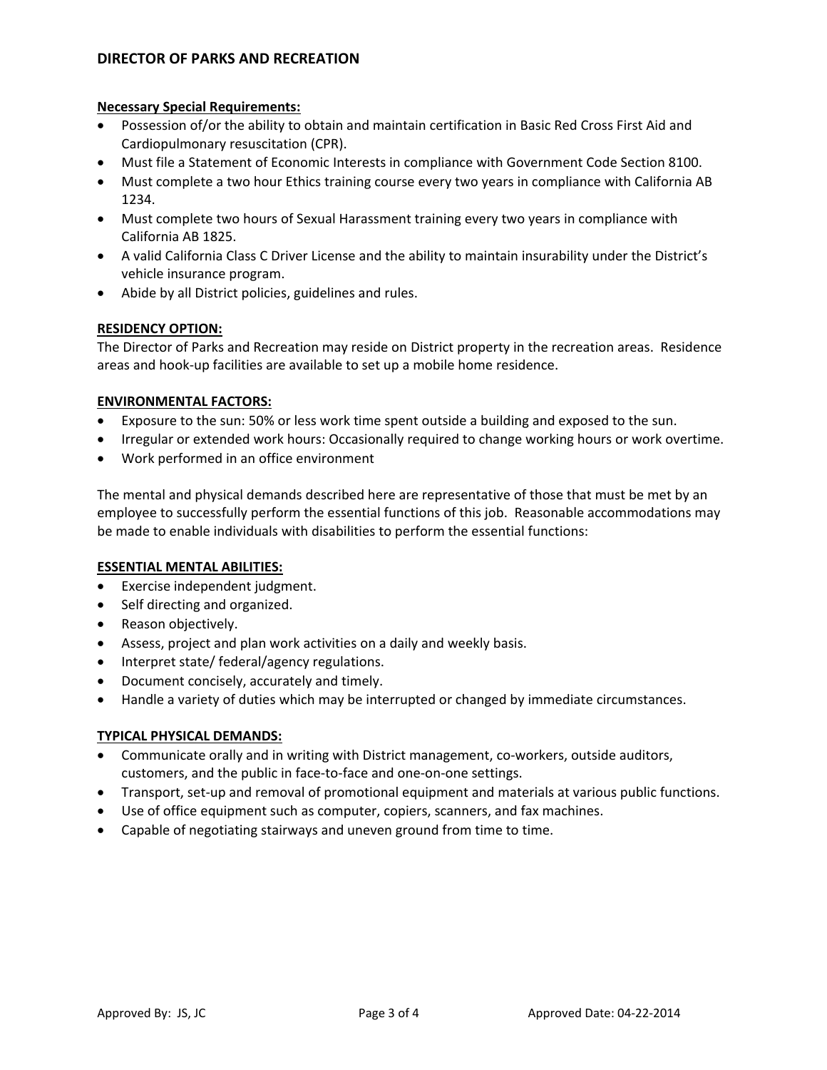# DIRECTOR OF PARKS AND RECREATION

**Necessary Special Requirements:**

- Possession of/or the ability to obtain and maintain certification in Basic Red Cross First Aid and Cardiopulmonary resuscitation (CPR).
- Must file a Statement of Economic Interests in compliance with Government Code Section 8100.
- Must complete a two hour Ethics training course every two years in compliance with California AB 1234.
- Must complete two hours of Sexual Harassment training every two years in compliance with California AB 1825.
- A valid California Class C Driver License and the ability to maintain insurability under the District's vehicle insurance program.
- Abide by all District policies, guidelines and rules.

**RESIDENCY OPTION:**

The Director of Parks and Recreation may reside on District property in the recreation areas. Residence areas and hook-up facilities are available to set up a mobile home residence.

**ENVIRONMENTAL FACTORS:**

- Exposure to the sun: 50% or less work time spent outside a building and exposed to the sun.
- Irregular or extended work hours: Occasionally required to change working hours or work overtime.
- Work performed in an office environment

The mental and physical demands described here are representative of those that must be met by an employee to successfully perform the essential functions of this job. Reasonable accommodations may be made to enable individuals with disabilities to perform the essential functions:

**ESSENTIAL MENTAL ABILITIES:**

- Exercise independent judgment.
- Self directing and organized.
- Reason objectively.
- Assess, project and plan work activities on a daily and weekly basis.
- Interpret state/ federal/agency regulations.
- Document concisely, accurately and timely.
- Handle a variety of duties which may be interrupted or changed by immediate circumstances.

**TYPICAL PHYSICAL DEMANDS:**

- Communicate orally and in writing with District management, co-workers, outside auditors, customers, and the public in face-to-face and one-on-one settings.
- Transport, set-up and removal of promotional equipment and materials at various public functions.
- Use of office equipment such as computer, copiers, scanners, and fax machines.
- Capable of negotiating stairways and uneven ground from time to time.

Approved By: JS, JC

Approved Date: 04-22-2014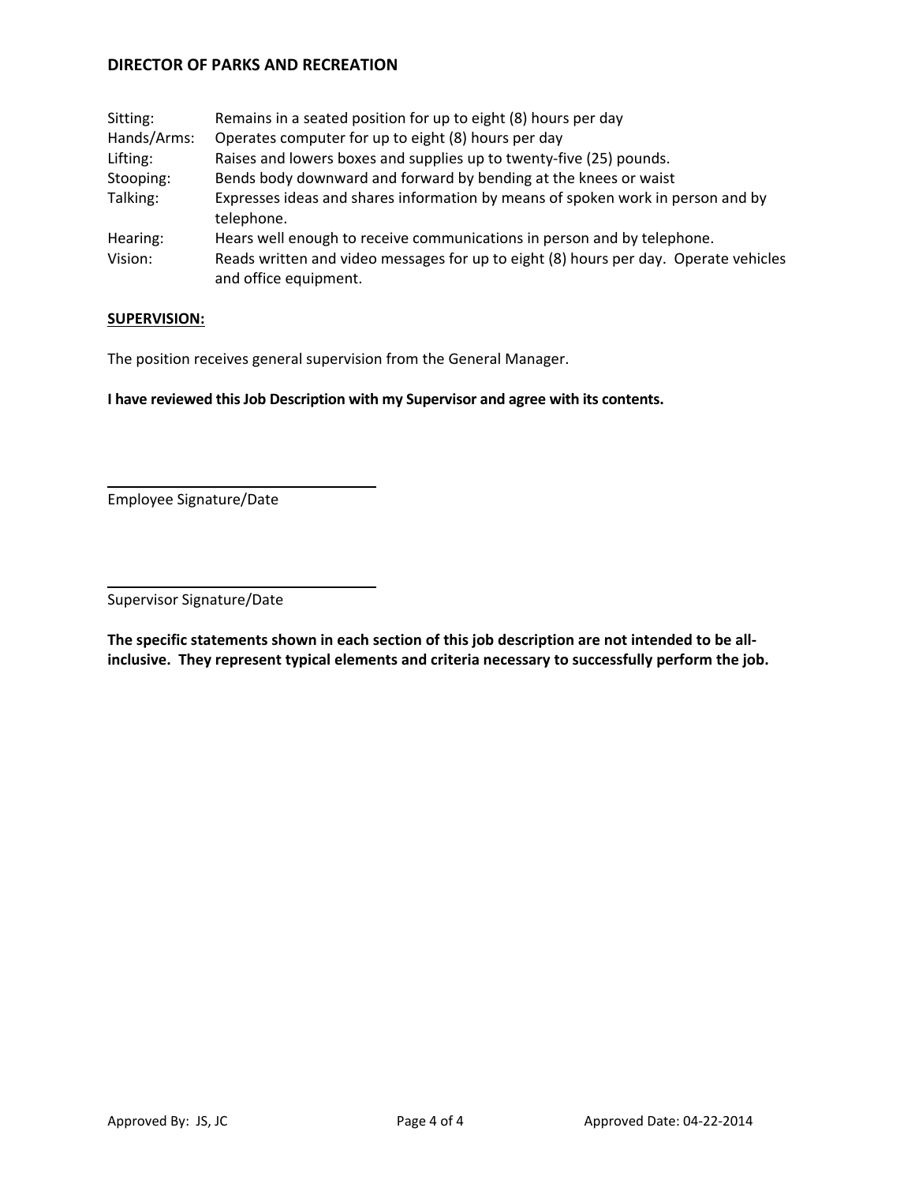| | |
|---|---|
| Sitting: | Remains in a seated position for up to eight (8) hours per day |
| Hands/Arms: | Operates computer for up to eight (8) hours per day |
| Lifting: | Raises and lowers boxes and supplies up to twenty-five (25) pounds. |
| Stooping: | Bends body downward and forward by bending at the knees or waist |
| Talking: | Expresses ideas and shares information by means of spoken work in person and by telephone. |
| Hearing: | Hears well enough to receive communications in person and by telephone. |
| Vision: | Reads written and video messages for up to eight (8) hours per day. Operate vehicles and office equipment. |

**SUPERVISION:**

The position receives general supervision from the General Manager.

**I have reviewed this Job Description with my Supervisor and agree with its contents.**

\_\_\_\_\_\_\_\_\_\_\_\_\_\_\_\_\_\_\_\_\_\_\_\_\_\_\_\_\_\_

Employee Signature/Date

\_\_\_\_\_\_\_\_\_\_\_\_\_\_\_\_\_\_\_\_\_\_\_\_\_\_\_\_\_\_

Supervisor Signature/Date

**The specific statements shown in each section of this job description are not intended to be all-inclusive. They represent typical elements and criteria necessary to successfully perform the job.**

Approved By: JS, JC

Approved Date: 04-22-2014